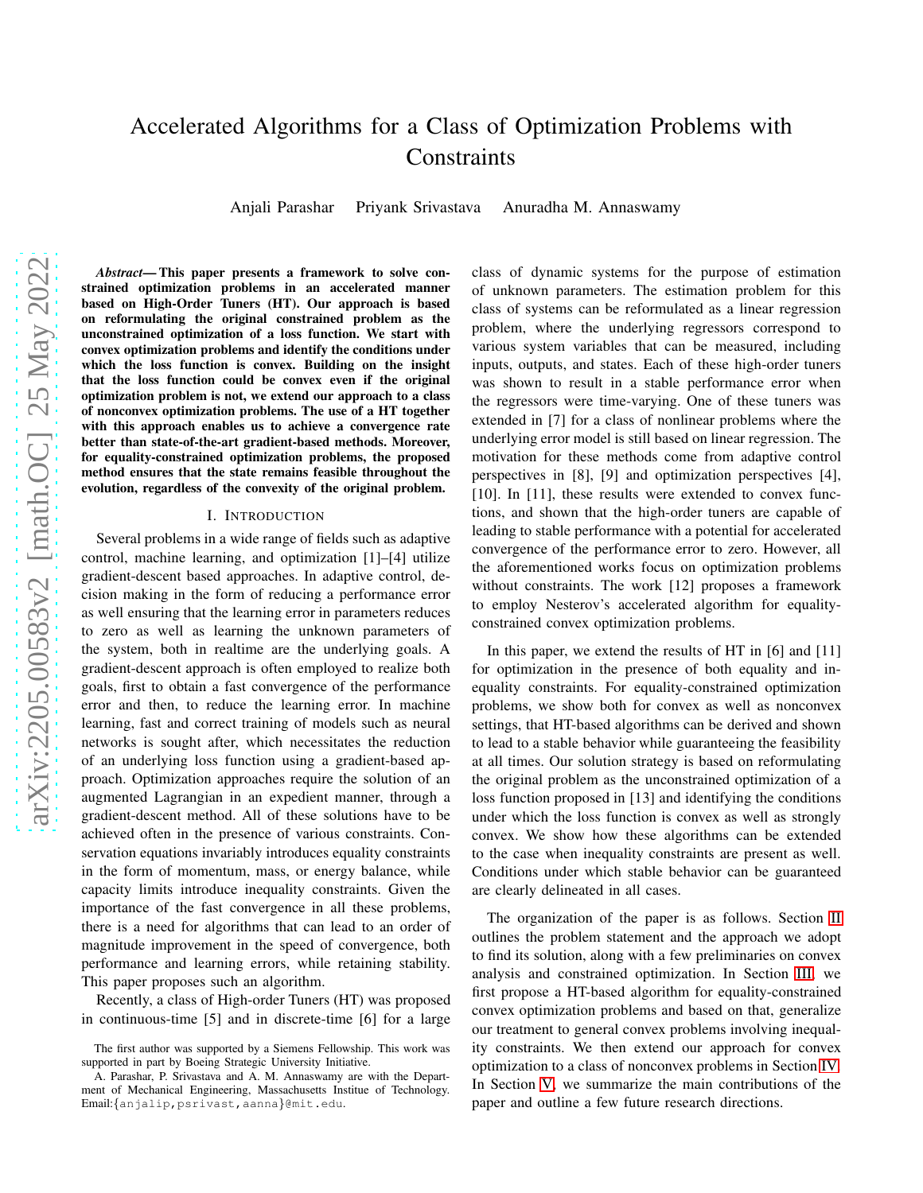# Accelerated Algorithms for a Class of Optimization Problems with Constraints

Anjali Parashar Priyank Srivastava Anuradha M. Annaswamy

***Abstract*— This paper presents a framework to solve constrained optimization problems in an accelerated manner based on High-Order Tuners (HT). Our approach is based on reformulating the original constrained problem as the unconstrained optimization of a loss function. We start with convex optimization problems and identify the conditions under which the loss function is convex. Building on the insight that the loss function could be convex even if the original optimization problem is not, we extend our approach to a class of nonconvex optimization problems. The use of a HT together with this approach enables us to achieve a convergence rate better than state-of-the-art gradient-based methods. Moreover, for equality-constrained optimization problems, the proposed method ensures that the state remains feasible throughout the evolution, regardless of the convexity of the original problem.**

## I. INTRODUCTION

Several problems in a wide range of fields such as adaptive control, machine learning, and optimization [1]–[4] utilize gradient-descent based approaches. In adaptive control, decision making in the form of reducing a performance error as well ensuring that the learning error in parameters reduces to zero as well as learning the unknown parameters of the system, both in realtime are the underlying goals. A gradient-descent approach is often employed to realize both goals, first to obtain a fast convergence of the performance error and then, to reduce the learning error. In machine learning, fast and correct training of models such as neural networks is sought after, which necessitates the reduction of an underlying loss function using a gradient-based approach. Optimization approaches require the solution of an augmented Lagrangian in an expedient manner, through a gradient-descent method. All of these solutions have to be achieved often in the presence of various constraints. Conservation equations invariably introduces equality constraints in the form of momentum, mass, or energy balance, while capacity limits introduce inequality constraints. Given the importance of the fast convergence in all these problems, there is a need for algorithms that can lead to an order of magnitude improvement in the speed of convergence, both performance and learning errors, while retaining stability. This paper proposes such an algorithm.

Recently, a class of High-order Tuners (HT) was proposed in continuous-time [5] and in discrete-time [6] for a large class of dynamic systems for the purpose of estimation of unknown parameters. The estimation problem for this class of systems can be reformulated as a linear regression problem, where the underlying regressors correspond to various system variables that can be measured, including inputs, outputs, and states. Each of these high-order tuners was shown to result in a stable performance error when the regressors were time-varying. One of these tuners was extended in [7] for a class of nonlinear problems where the underlying error model is still based on linear regression. The motivation for these methods come from adaptive control perspectives in [8], [9] and optimization perspectives [4], [10]. In [11], these results were extended to convex functions, and shown that the high-order tuners are capable of leading to stable performance with a potential for accelerated convergence of the performance error to zero. However, all the aforementioned works focus on optimization problems without constraints. The work [12] proposes a framework to employ Nesterov's accelerated algorithm for equality-constrained convex optimization problems.

In this paper, we extend the results of HT in [6] and [11] for optimization in the presence of both equality and inequality constraints. For equality-constrained optimization problems, we show both for convex as well as nonconvex settings, that HT-based algorithms can be derived and shown to lead to a stable behavior while guaranteeing the feasibility at all times. Our solution strategy is based on reformulating the original problem as the unconstrained optimization of a loss function proposed in [13] and identifying the conditions under which the loss function is convex as well as strongly convex. We show how these algorithms can be extended to the case when inequality constraints are present as well. Conditions under which stable behavior can be guaranteed are clearly delineated in all cases.

The organization of the paper is as follows. Section II outlines the problem statement and the approach we adopt to find its solution, along with a few preliminaries on convex analysis and constrained optimization. In Section III, we first propose a HT-based algorithm for equality-constrained convex optimization problems and based on that, generalize our treatment to general convex problems involving inequality constraints. We then extend our approach for convex optimization to a class of nonconvex problems in Section IV. In Section V, we summarize the main contributions of the paper and outline a few future research directions.

The first author was supported by a Siemens Fellowship. This work was supported in part by Boeing Strategic University Initiative.

A. Parashar, P. Srivastava and A. M. Annaswamy are with the Department of Mechanical Engineering, Massachusetts Institue of Technology. Email:{anjalip,psrivast,aanna}@mit.edu.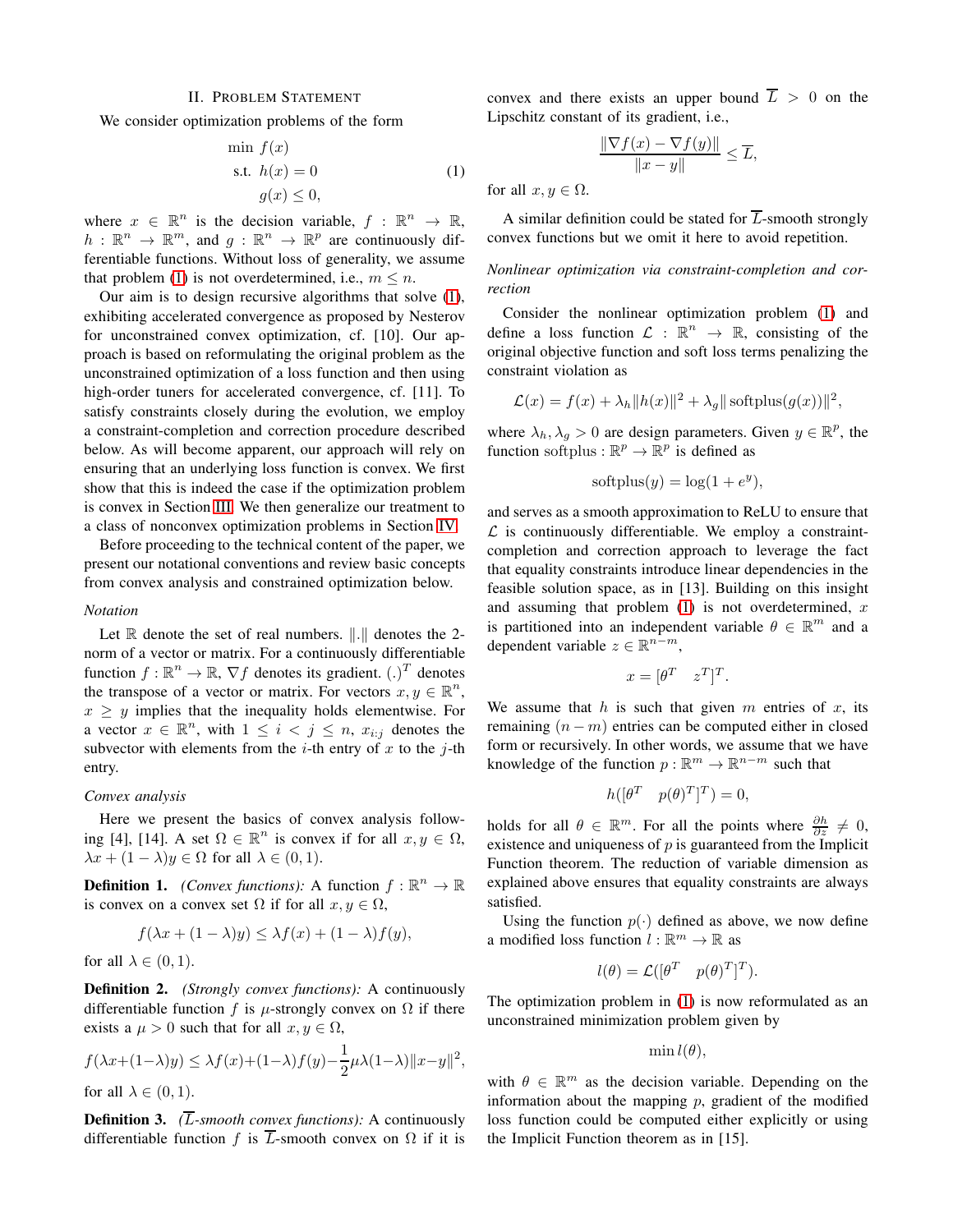## II. Problem Statement

We consider optimization problems of the form

$$
\begin{aligned}
\min \ & f(x) \\
\text{s.t. } & h(x) = 0 \\
& g(x) \leq 0,
\end{aligned} \tag{1}
$$

where $x \in \mathbb{R}^n$ is the decision variable, $f : \mathbb{R}^n \to \mathbb{R}$, $h : \mathbb{R}^n \to \mathbb{R}^m$, and $g : \mathbb{R}^n \to \mathbb{R}^p$ are continuously differentiable functions. Without loss of generality, we assume that problem (1) is not overdetermined, i.e., $m \leq n$.

Our aim is to design recursive algorithms that solve (1), exhibiting accelerated convergence as proposed by Nesterov for unconstrained convex optimization, cf. [10]. Our approach is based on reformulating the original problem as the unconstrained optimization of a loss function and then using high-order tuners for accelerated convergence, cf. [11]. To satisfy constraints closely during the evolution, we employ a constraint-completion and correction procedure described below. As will become apparent, our approach will rely on ensuring that an underlying loss function is convex. We first show that this is indeed the case if the optimization problem is convex in Section III. We then generalize our treatment to a class of nonconvex optimization problems in Section IV.

Before proceeding to the technical content of the paper, we present our notational conventions and review basic concepts from convex analysis and constrained optimization below.

### *Notation*

Let $\mathbb{R}$ denote the set of real numbers. $\|.\|$ denotes the 2-norm of a vector or matrix. For a continuously differentiable function $f : \mathbb{R}^n \to \mathbb{R}$, $\nabla f$ denotes its gradient. $(.)^T$ denotes the transpose of a vector or matrix. For vectors $x, y \in \mathbb{R}^n$, $x \geq y$ implies that the inequality holds elementwise. For a vector $x \in \mathbb{R}^n$, with $1 \leq i < j \leq n$, $x_{i:j}$ denotes the subvector with elements from the $i$-th entry of $x$ to the $j$-th entry.

### *Convex analysis*

Here we present the basics of convex analysis following [4], [14]. A set $\Omega \in \mathbb{R}^n$ is convex if for all $x, y \in \Omega$, $\lambda x + (1 - \lambda) y \in \Omega$ for all $\lambda \in (0, 1)$.

**Definition 1.** *(Convex functions):* A function $f : \mathbb{R}^n \to \mathbb{R}$ is convex on a convex set $\Omega$ if for all $x, y \in \Omega$,

$$
f(\lambda x + (1-\lambda) y) \leq \lambda f(x) + (1-\lambda) f(y),
$$

for all $\lambda \in (0, 1)$.

**Definition 2.** *(Strongly convex functions):* A continuously differentiable function $f$ is $\mu$-strongly convex on $\Omega$ if there exists a $\mu > 0$ such that for all $x, y \in \Omega$,

$$
f(\lambda x + (1-\lambda) y) \leq \lambda f(x) + (1-\lambda) f(y) - \frac{1}{2}\mu\lambda(1-\lambda)\|x - y\|^2,
$$

for all $\lambda \in (0, 1)$.

**Definition 3.** *($\overline{L}$-smooth convex functions):* A continuously differentiable function $f$ is $\overline{L}$-smooth convex on $\Omega$ if it is convex and there exists an upper bound $\overline{L} > 0$ on the Lipschitz constant of its gradient, i.e.,

$$
\frac{\|\nabla f(x) - \nabla f(y)\|}{\|x - y\|} \leq \overline{L},
$$

for all $x, y \in \Omega$.

A similar definition could be stated for $\overline{L}$-smooth strongly convex functions but we omit it here to avoid repetition.

### *Nonlinear optimization via constraint-completion and correction*

Consider the nonlinear optimization problem (1) and define a loss function $\mathcal{L} : \mathbb{R}^n \to \mathbb{R}$, consisting of the original objective function and soft loss terms penalizing the constraint violation as

$$
\mathcal{L}(x) = f(x) + \lambda_h \|h(x)\|^2 + \lambda_g \|\operatorname{softplus}(g(x))\|^2,
$$

where $\lambda_h, \lambda_g > 0$ are design parameters. Given $y \in \mathbb{R}^p$, the function $\operatorname{softplus} : \mathbb{R}^p \to \mathbb{R}^p$ is defined as

$$
\operatorname{softplus}(y) = \log(1 + e^y),
$$

and serves as a smooth approximation to ReLU to ensure that $\mathcal{L}$ is continuously differentiable. We employ a constraint-completion and correction approach to leverage the fact that equality constraints introduce linear dependencies in the feasible solution space, as in [13]. Building on this insight and assuming that problem (1) is not overdetermined, $x$ is partitioned into an independent variable $\theta \in \mathbb{R}^m$ and a dependent variable $z \in \mathbb{R}^{n-m}$,

$$
x = [\theta^T \quad z^T]^T.
$$

We assume that $h$ is such that given $m$ entries of $x$, its remaining $(n - m)$ entries can be computed either in closed form or recursively. In other words, we assume that we have knowledge of the function $p : \mathbb{R}^m \to \mathbb{R}^{n-m}$ such that

$$
h([\theta^T \quad p(\theta)^T]^T) = 0,
$$

holds for all $\theta \in \mathbb{R}^m$. For all the points where $\frac{\partial h}{\partial z} \neq 0$, existence and uniqueness of $p$ is guaranteed from the Implicit Function theorem. The reduction of variable dimension as explained above ensures that equality constraints are always satisfied.

Using the function $p(\cdot)$ defined as above, we now define a modified loss function $l : \mathbb{R}^m \to \mathbb{R}$ as

$$
l(\theta) = \mathcal{L}([\theta^T \quad p(\theta)^T]^T).
$$

The optimization problem in (1) is now reformulated as an unconstrained minimization problem given by

$$
\min l(\theta),
$$

with $\theta \in \mathbb{R}^m$ as the decision variable. Depending on the information about the mapping $p$, gradient of the modified loss function could be computed either explicitly or using the Implicit Function theorem as in [15].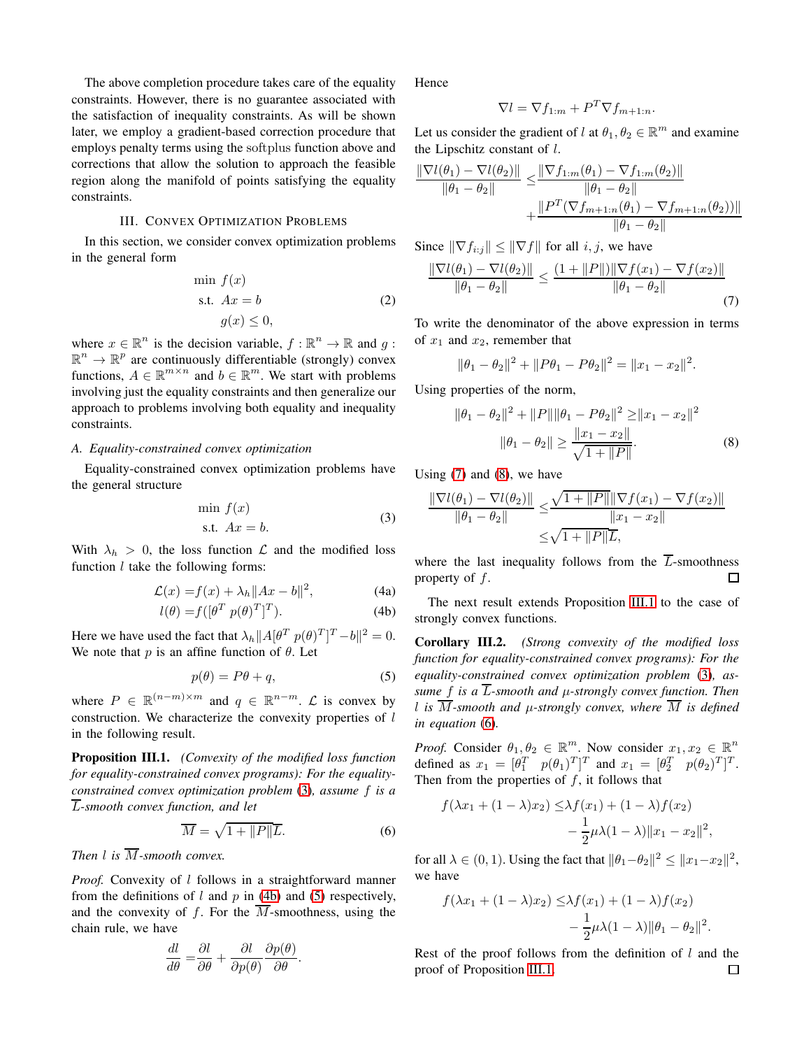The above completion procedure takes care of the equality constraints. However, there is no guarantee associated with the satisfaction of inequality constraints. As will be shown later, we employ a gradient-based correction procedure that employs penalty terms using the softplus function above and corrections that allow the solution to approach the feasible region along the manifold of points satisfying the equality constraints.

## III. Convex Optimization Problems

In this section, we consider convex optimization problems in the general form

$$
\begin{aligned}
\min\ & f(x) \\
\text{s.t. } & Ax = b \\
& g(x) \leq 0,
\end{aligned} \tag{2}
$$

where $x \in \mathbb{R}^n$ is the decision variable, $f : \mathbb{R}^n \to \mathbb{R}$ and $g : \mathbb{R}^n \to \mathbb{R}^p$ are continuously differentiable (strongly) convex functions, $A \in \mathbb{R}^{m \times n}$ and $b \in \mathbb{R}^m$. We start with problems involving just the equality constraints and then generalize our approach to problems involving both equality and inequality constraints.

### A. Equality-constrained convex optimization

Equality-constrained convex optimization problems have the general structure

$$
\begin{aligned}
\min\ & f(x) \\
\text{s.t. } & Ax = b.
\end{aligned} \tag{3}
$$

With $\lambda_h > 0$, the loss function $\mathcal{L}$ and the modified loss function $l$ take the following forms:

$$
\mathcal{L}(x) = f(x) + \lambda_h \|Ax - b\|^2, \tag{4a}
$$

$$
l(\theta) = f([\theta^T \ p(\theta)^T]^T). \tag{4b}
$$

Here we have used the fact that $\lambda_h \|A[\theta^T \ p(\theta)^T]^T - b\|^2 = 0$. We note that $p$ is an affine function of $\theta$. Let

$$
p(\theta) = P\theta + q, \tag{5}
$$

where $P \in \mathbb{R}^{(n-m) \times m}$ and $q \in \mathbb{R}^{n-m}$. $\mathcal{L}$ is convex by construction. We characterize the convexity properties of $l$ in the following result.

**Proposition III.1.** *(Convexity of the modified loss function for equality-constrained convex programs): For the equality-constrained convex optimization problem (3), assume $f$ is a $\overline{L}$-smooth convex function, and let*

$$
\overline{M} = \sqrt{1 + \|P\|}\overline{L}. \tag{6}
$$

*Then $l$ is $\overline{M}$-smooth convex.*

*Proof.* Convexity of $l$ follows in a straightforward manner from the definitions of $l$ and $p$ in (4b) and (5) respectively, and the convexity of $f$. For the $\overline{M}$-smoothness, using the chain rule, we have

$$
\frac{dl}{d\theta} = \frac{\partial l}{\partial \theta} + \frac{\partial l}{\partial p(\theta)} \frac{\partial p(\theta)}{\partial \theta}.
$$

Hence

$$
\nabla l = \nabla f_{1:m} + P^T \nabla f_{m+1:n}.
$$

Let us consider the gradient of $l$ at $\theta_1, \theta_2 \in \mathbb{R}^m$ and examine the Lipschitz constant of $l$.

$$
\frac{\|\nabla l(\theta_1) - \nabla l(\theta_2)\|}{\|\theta_1 - \theta_2\|} \leq \frac{\|\nabla f_{1:m}(\theta_1) - \nabla f_{1:m}(\theta_2)\|}{\|\theta_1 - \theta_2\|} + \frac{\|P^T(\nabla f_{m+1:n}(\theta_1) - \nabla f_{m+1:n}(\theta_2))\|}{\|\theta_1 - \theta_2\|}
$$

Since $\|\nabla f_{i:j}\| \leq \|\nabla f\|$ for all $i, j$, we have

$$
\frac{\|\nabla l(\theta_1) - \nabla l(\theta_2)\|}{\|\theta_1 - \theta_2\|} \leq \frac{(1 + \|P\|)\|\nabla f(x_1) - \nabla f(x_2)\|}{\|\theta_1 - \theta_2\|} \tag{7}
$$

To write the denominator of the above expression in terms of $x_1$ and $x_2$, remember that

$$
\|\theta_1 - \theta_2\|^2 + \|P\theta_1 - P\theta_2\|^2 = \|x_1 - x_2\|^2.
$$

Using properties of the norm,

$$
\begin{aligned}
\|\theta_1 - \theta_2\|^2 + \|P\|\|\theta_1 - P\theta_2\|^2 &\geq \|x_1 - x_2\|^2 \\
\|\theta_1 - \theta_2\| &\geq \frac{\|x_1 - x_2\|}{\sqrt{1 + \|P\|}}.
\end{aligned} \tag{8}
$$

Using (7) and (8), we have

$$
\begin{aligned}
\frac{\|\nabla l(\theta_1) - \nabla l(\theta_2)\|}{\|\theta_1 - \theta_2\|} &\leq \frac{\sqrt{1 + \|P\|}\|\nabla f(x_1) - \nabla f(x_2)\|}{\|x_1 - x_2\|} \\
&\leq \sqrt{1 + \|P\|}\overline{L},
\end{aligned}
$$

where the last inequality follows from the $\overline{L}$-smoothness property of $f$. $\square$

The next result extends Proposition III.1 to the case of strongly convex functions.

**Corollary III.2.** *(Strong convexity of the modified loss function for equality-constrained convex programs): For the equality-constrained convex optimization problem (3), assume $f$ is a $\overline{L}$-smooth and $\mu$-strongly convex function. Then $l$ is $\overline{M}$-smooth and $\mu$-strongly convex, where $\overline{M}$ is defined in equation (6).*

*Proof.* Consider $\theta_1, \theta_2 \in \mathbb{R}^m$. Now consider $x_1, x_2 \in \mathbb{R}^n$ defined as $x_1 = [\theta_1^T \ \ p(\theta_1)^T]^T$ and $x_1 = [\theta_2^T \ \ p(\theta_2)^T]^T$. Then from the properties of $f$, it follows that

$$
\begin{aligned}
f(\lambda x_1 + (1 - \lambda)x_2) \leq & \lambda f(x_1) + (1 - \lambda)f(x_2) \\
& - \frac{1}{2}\mu\lambda(1 - \lambda)\|x_1 - x_2\|^2,
\end{aligned}
$$

for all $\lambda \in (0, 1)$. Using the fact that $\|\theta_1 - \theta_2\|^2 \leq \|x_1 - x_2\|^2$, we have

$$
\begin{aligned}
f(\lambda x_1 + (1 - \lambda)x_2) \leq & \lambda f(x_1) + (1 - \lambda)f(x_2) \\
& - \frac{1}{2}\mu\lambda(1 - \lambda)\|\theta_1 - \theta_2\|^2.
\end{aligned}
$$

Rest of the proof follows from the definition of $l$ and the proof of Proposition III.1. $\square$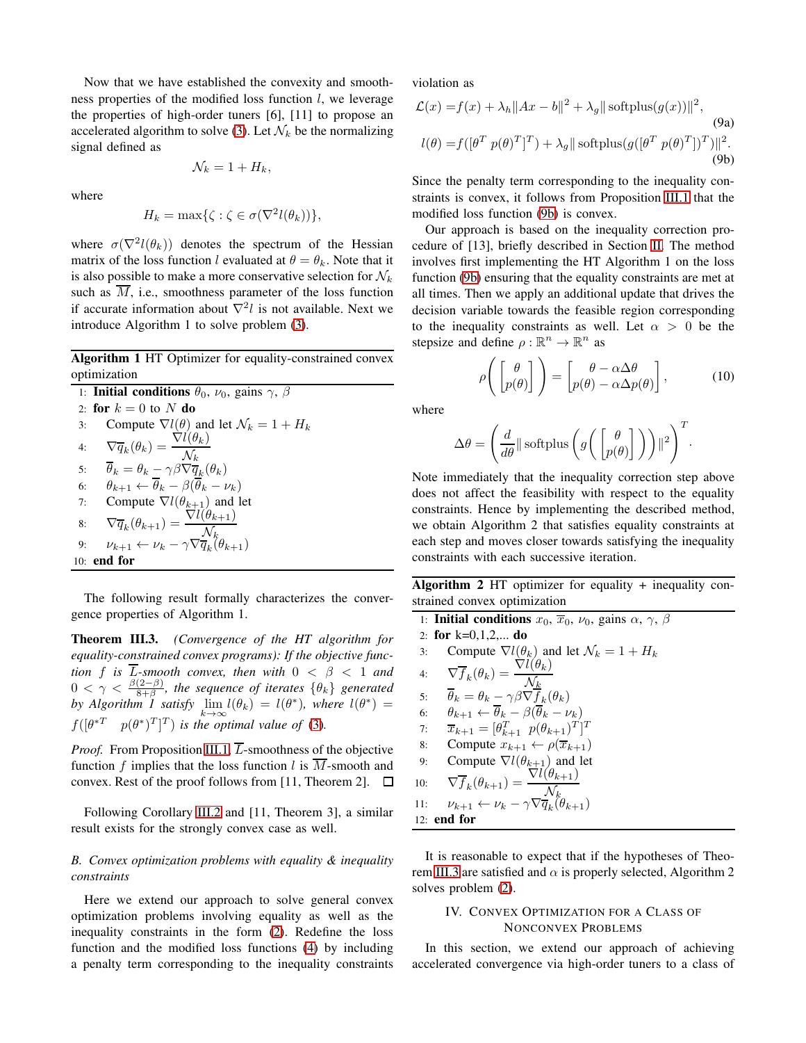Now that we have established the convexity and smoothness properties of the modified loss function $l$, we leverage the properties of high-order tuners [6], [11] to propose an accelerated algorithm to solve (3). Let $\mathcal{N}_k$ be the normalizing signal defined as

$$\mathcal{N}_k = 1 + H_k,$$

where

$$H_k = \max\{\zeta : \zeta \in \sigma(\nabla^2 l(\theta_k))\},$$

where $\sigma(\nabla^2 l(\theta_k))$ denotes the spectrum of the Hessian matrix of the loss function $l$ evaluated at $\theta = \theta_k$. Note that it is also possible to make a more conservative selection for $\mathcal{N}_k$ such as $\overline{M}$, i.e., smoothness parameter of the loss function if accurate information about $\nabla^2 l$ is not available. Next we introduce Algorithm 1 to solve problem (3).

**Algorithm 1** HT Optimizer for equality-constrained convex optimization

1: **Initial conditions** $\theta_0$, $\nu_0$, gains $\gamma$, $\beta$
2: **for** $k = 0$ to $N$ **do**
3: Compute $\nabla l(\theta)$ and let $\mathcal{N}_k = 1 + H_k$
4: $\nabla \overline{q}_k(\theta_k) = \dfrac{\nabla l(\theta_k)}{\mathcal{N}_k}$
5: $\overline{\theta}_k = \theta_k - \gamma\beta\nabla\overline{q}_k(\theta_k)$
6: $\theta_{k+1} \leftarrow \overline{\theta}_k - \beta(\overline{\theta}_k - \nu_k)$
7: Compute $\nabla l(\theta_{k+1})$ and let
8: $\nabla \overline{q}_k(\theta_{k+1}) = \dfrac{\nabla l(\theta_{k+1})}{\mathcal{N}_k}$
9: $\nu_{k+1} \leftarrow \nu_k - \gamma\nabla\overline{q}_k(\theta_{k+1})$
10: **end for**

The following result formally characterizes the convergence properties of Algorithm 1.

**Theorem III.3.** *(Convergence of the HT algorithm for equality-constrained convex programs): If the objective function $f$ is $\overline{L}$-smooth convex, then with $0 < \beta < 1$ and $0 < \gamma < \frac{\beta(2-\beta)}{8+\beta}$, the sequence of iterates $\{\theta_k\}$ generated by Algorithm 1 satisfy $\lim_{k\to\infty} l(\theta_k) = l(\theta^*)$, where $l(\theta^*) = f([\theta^{*T} \quad p(\theta^*)^T]^T)$ is the optimal value of (3).*

*Proof.* From Proposition III.1, $\overline{L}$-smoothness of the objective function $f$ implies that the loss function $l$ is $\overline{M}$-smooth and convex. Rest of the proof follows from [11, Theorem 2]. ∎

Following Corollary III.2 and [11, Theorem 3], a similar result exists for the strongly convex case as well.

### *B. Convex optimization problems with equality & inequality constraints*

Here we extend our approach to solve general convex optimization problems involving equality as well as the inequality constraints in the form (2). Redefine the loss function and the modified loss functions (4) by including a penalty term corresponding to the inequality constraints violation as

$$\mathcal{L}(x) = f(x) + \lambda_h\|Ax - b\|^2 + \lambda_g\|\,\text{softplus}(g(x))\|^2, \tag{9a}$$

$$l(\theta) = f([\theta^T\ p(\theta)^T]^T) + \lambda_g\|\,\text{softplus}(g([\theta^T\ p(\theta)^T])^T)\|^2. \tag{9b}$$

Since the penalty term corresponding to the inequality constraints is convex, it follows from Proposition III.1 that the modified loss function (9b) is convex.

Our approach is based on the inequality correction procedure of [13], briefly described in Section II. The method involves first implementing the HT Algorithm 1 on the loss function (9b) ensuring that the equality constraints are met at all times. Then we apply an additional update that drives the decision variable towards the feasible region corresponding to the inequality constraints as well. Let $\alpha > 0$ be the stepsize and define $\rho : \mathbb{R}^n \to \mathbb{R}^n$ as

$$\rho\left(\begin{bmatrix}\theta \\ p(\theta)\end{bmatrix}\right) = \begin{bmatrix}\theta - \alpha\Delta\theta \\ p(\theta) - \alpha\Delta p(\theta)\end{bmatrix}, \tag{10}$$

where

$$\Delta\theta = \left(\frac{d}{d\theta}\|\,\text{softplus}\left(g\left(\begin{bmatrix}\theta \\ p(\theta)\end{bmatrix}\right)\right)\|^2\right)^T.$$

Note immediately that the inequality correction step above does not affect the feasibility with respect to the equality constraints. Hence by implementing the described method, we obtain Algorithm 2 that satisfies equality constraints at each step and moves closer towards satisfying the inequality constraints with each successive iteration.

**Algorithm 2** HT optimizer for equality + inequality constrained convex optimization

1: **Initial conditions** $x_0$, $\overline{x}_0$, $\nu_0$, gains $\alpha$, $\gamma$, $\beta$
2: **for** k=0,1,2,... **do**
3: Compute $\nabla l(\theta_k)$ and let $\mathcal{N}_k = 1 + H_k$
4: $\nabla \overline{f}_k(\theta_k) = \dfrac{\nabla l(\theta_k)}{\mathcal{N}_k}$
5: $\overline{\theta}_k = \theta_k - \gamma\beta\nabla\overline{f}_k(\theta_k)$
6: $\theta_{k+1} \leftarrow \overline{\theta}_k - \beta(\overline{\theta}_k - \nu_k)$
7: $\overline{x}_{k+1} = [\theta_{k+1}^T \ \ p(\theta_{k+1})^T]^T$
8: Compute $x_{k+1} \leftarrow \rho(\overline{x}_{k+1})$
9: Compute $\nabla l(\theta_{k+1})$ and let
10: $\nabla \overline{f}_k(\theta_{k+1}) = \dfrac{\nabla l(\theta_{k+1})}{\mathcal{N}_k}$
11: $\nu_{k+1} \leftarrow \nu_k - \gamma\nabla\overline{q}_k(\theta_{k+1})$
12: **end for**

It is reasonable to expect that if the hypotheses of Theorem III.3 are satisfied and $\alpha$ is properly selected, Algorithm 2 solves problem (2).

## IV. Convex Optimization for a Class of Nonconvex Problems

In this section, we extend our approach of achieving accelerated convergence via high-order tuners to a class of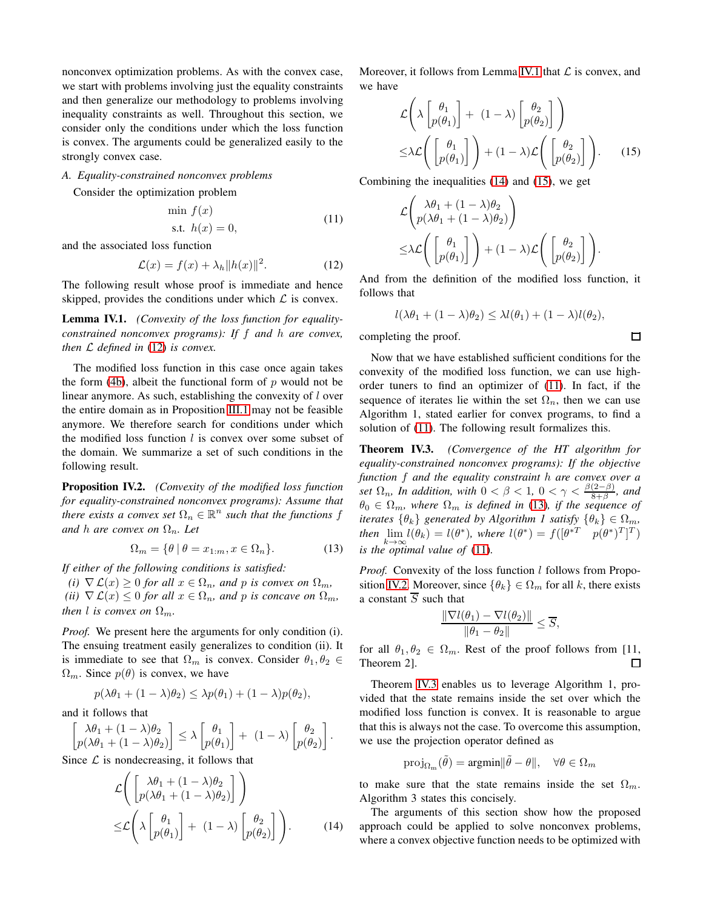nonconvex optimization problems. As with the convex case, we start with problems involving just the equality constraints and then generalize our methodology to problems involving inequality constraints as well. Throughout this section, we consider only the conditions under which the loss function is convex. The arguments could be generalized easily to the strongly convex case.

### A. Equality-constrained nonconvex problems

Consider the optimization problem

$$\begin{aligned} \min\ & f(x) \\ \text{s.t. } & h(x) = 0, \end{aligned} \tag{11}$$

and the associated loss function

$$\mathcal{L}(x) = f(x) + \lambda_h \|h(x)\|^2. \tag{12}$$

The following result whose proof is immediate and hence skipped, provides the conditions under which $\mathcal{L}$ is convex.

**Lemma IV.1.** *(Convexity of the loss function for equality-constrained nonconvex programs): If $f$ and $h$ are convex, then $\mathcal{L}$ defined in (12) is convex.*

The modified loss function in this case once again takes the form (4b), albeit the functional form of $p$ would not be linear anymore. As such, establishing the convexity of $l$ over the entire domain as in Proposition III.1 may not be feasible anymore. We therefore search for conditions under which the modified loss function $l$ is convex over some subset of the domain. We summarize a set of such conditions in the following result.

**Proposition IV.2.** *(Convexity of the modified loss function for equality-constrained nonconvex programs): Assume that there exists a convex set $\Omega_n \in \mathbb{R}^n$ such that the functions $f$ and $h$ are convex on $\Omega_n$. Let*

$$\Omega_m = \{\theta \mid \theta = x_{1:m}, x \in \Omega_n\}. \tag{13}$$

*If either of the following conditions is satisfied:*
*(i) $\nabla \mathcal{L}(x) \geq 0$ for all $x \in \Omega_n$, and $p$ is convex on $\Omega_m$,*
*(ii) $\nabla \mathcal{L}(x) \leq 0$ for all $x \in \Omega_n$, and $p$ is concave on $\Omega_m$,*
*then $l$ is convex on $\Omega_m$.*

*Proof.* We present here the arguments for only condition (i). The ensuing treatment easily generalizes to condition (ii). It is immediate to see that $\Omega_m$ is convex. Consider $\theta_1, \theta_2 \in \Omega_m$. Since $p(\theta)$ is convex, we have

$$p(\lambda\theta_1 + (1-\lambda)\theta_2) \leq \lambda p(\theta_1) + (1-\lambda)p(\theta_2),$$

and it follows that

$$\begin{bmatrix} \lambda\theta_1 + (1-\lambda)\theta_2 \\ p(\lambda\theta_1 + (1-\lambda)\theta_2) \end{bmatrix} \leq \lambda \begin{bmatrix} \theta_1 \\ p(\theta_1) \end{bmatrix} + (1-\lambda) \begin{bmatrix} \theta_2 \\ p(\theta_2) \end{bmatrix}.$$

Since $\mathcal{L}$ is nondecreasing, it follows that

$$\begin{aligned} &\mathcal{L}\left( \begin{bmatrix} \lambda\theta_1 + (1-\lambda)\theta_2 \\ p(\lambda\theta_1 + (1-\lambda)\theta_2) \end{bmatrix} \right) \\ \leq &\mathcal{L}\left( \lambda \begin{bmatrix} \theta_1 \\ p(\theta_1) \end{bmatrix} + (1-\lambda) \begin{bmatrix} \theta_2 \\ p(\theta_2) \end{bmatrix} \right). \end{aligned} \tag{14}$$

Moreover, it follows from Lemma IV.1 that $\mathcal{L}$ is convex, and we have

$$\begin{aligned} &\mathcal{L}\left( \lambda \begin{bmatrix} \theta_1 \\ p(\theta_1) \end{bmatrix} + (1-\lambda) \begin{bmatrix} \theta_2 \\ p(\theta_2) \end{bmatrix} \right) \\ \leq &\lambda \mathcal{L}\left( \begin{bmatrix} \theta_1 \\ p(\theta_1) \end{bmatrix} \right) + (1-\lambda) \mathcal{L}\left( \begin{bmatrix} \theta_2 \\ p(\theta_2) \end{bmatrix} \right). \end{aligned} \tag{15}$$

Combining the inequalities (14) and (15), we get

$$\begin{aligned} &\mathcal{L}\left( \begin{matrix} \lambda\theta_1 + (1-\lambda)\theta_2 \\ p(\lambda\theta_1 + (1-\lambda)\theta_2) \end{matrix} \right) \\ \leq &\lambda \mathcal{L}\left( \begin{bmatrix} \theta_1 \\ p(\theta_1) \end{bmatrix} \right) + (1-\lambda) \mathcal{L}\left( \begin{bmatrix} \theta_2 \\ p(\theta_2) \end{bmatrix} \right). \end{aligned}$$

And from the definition of the modified loss function, it follows that

$$l(\lambda\theta_1 + (1-\lambda)\theta_2) \leq \lambda l(\theta_1) + (1-\lambda) l(\theta_2),$$

completing the proof. $\square$

Now that we have established sufficient conditions for the convexity of the modified loss function, we can use high-order tuners to find an optimizer of (11). In fact, if the sequence of iterates lie within the set $\Omega_n$, then we can use Algorithm 1, stated earlier for convex programs, to find a solution of (11). The following result formalizes this.

**Theorem IV.3.** *(Convergence of the HT algorithm for equality-constrained nonconvex programs): If the objective function $f$ and the equality constraint $h$ are convex over a set $\Omega_n$, In addition, with $0 < \beta < 1$, $0 < \gamma < \frac{\beta(2-\beta)}{8+\beta}$, and $\theta_0 \in \Omega_m$, where $\Omega_m$ is defined in (13), if the sequence of iterates $\{\theta_k\}$ generated by Algorithm 1 satisfy $\{\theta_k\} \in \Omega_m$, then $\lim_{k\to\infty} l(\theta_k) = l(\theta^*)$, where $l(\theta^*) = f([\theta^{*T} \quad p(\theta^*)^T]^T)$ is the optimal value of (11).*

*Proof.* Convexity of the loss function $l$ follows from Proposition IV.2. Moreover, since $\{\theta_k\} \in \Omega_m$ for all $k$, there exists a constant $\overline{S}$ such that

$$\frac{\|\nabla l(\theta_1) - \nabla l(\theta_2)\|}{\|\theta_1 - \theta_2\|} \leq \overline{S},$$

for all $\theta_1, \theta_2 \in \Omega_m$. Rest of the proof follows from [11, Theorem 2]. $\square$

Theorem IV.3 enables us to leverage Algorithm 1, provided that the state remains inside the set over which the modified loss function is convex. It is reasonable to argue that this is always not the case. To overcome this assumption, we use the projection operator defined as

$$\text{proj}_{\Omega_m}(\tilde{\theta}) = \text{argmin}\|\tilde{\theta} - \theta\|, \quad \forall \theta \in \Omega_m$$

to make sure that the state remains inside the set $\Omega_m$. Algorithm 3 states this concisely.

The arguments of this section show how the proposed approach could be applied to solve nonconvex problems, where a convex objective function needs to be optimized with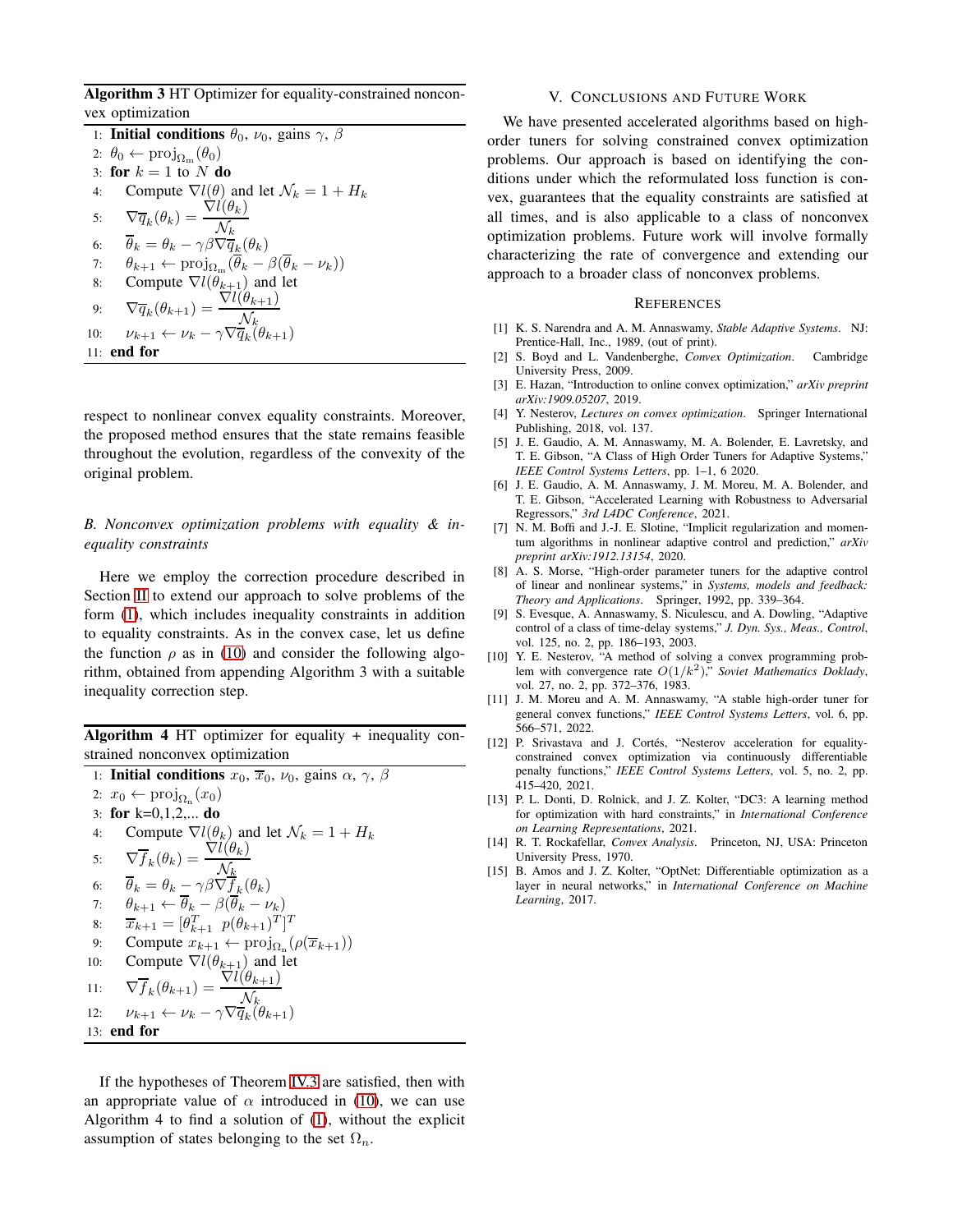**Algorithm 3** HT Optimizer for equality-constrained nonconvex optimization

1: **Initial conditions** $\theta_0$, $\nu_0$, gains $\gamma$, $\beta$
2: $\theta_0 \leftarrow \text{proj}_{\Omega_m}(\theta_0)$
3: **for** $k = 1$ to $N$ **do**
4: Compute $\nabla l(\theta)$ and let $\mathcal{N}_k = 1 + H_k$
5: $\nabla \overline{q}_k(\theta_k) = \dfrac{\nabla l(\theta_k)}{\mathcal{N}_k}$
6: $\overline{\theta}_k = \theta_k - \gamma\beta\nabla\overline{q}_k(\theta_k)$
7: $\theta_{k+1} \leftarrow \text{proj}_{\Omega_m}(\overline{\theta}_k - \beta(\overline{\theta}_k - \nu_k))$
8: Compute $\nabla l(\theta_{k+1})$ and let
9: $\nabla\overline{q}_k(\theta_{k+1}) = \dfrac{\nabla l(\theta_{k+1})}{\mathcal{N}_k}$
10: $\nu_{k+1} \leftarrow \nu_k - \gamma\nabla\overline{q}_k(\theta_{k+1})$
11: **end for**

respect to nonlinear convex equality constraints. Moreover, the proposed method ensures that the state remains feasible throughout the evolution, regardless of the convexity of the original problem.

### *B. Nonconvex optimization problems with equality & inequality constraints*

Here we employ the correction procedure described in Section II to extend our approach to solve problems of the form (1), which includes inequality constraints in addition to equality constraints. As in the convex case, let us define the function $\rho$ as in (10) and consider the following algorithm, obtained from appending Algorithm 3 with a suitable inequality correction step.

**Algorithm 4** HT optimizer for equality + inequality constrained nonconvex optimization

1: **Initial conditions** $x_0$, $\overline{x}_0$, $\nu_0$, gains $\alpha$, $\gamma$, $\beta$
2: $x_0 \leftarrow \text{proj}_{\Omega_n}(x_0)$
3: **for** k=0,1,2,... **do**
4: Compute $\nabla l(\theta_k)$ and let $\mathcal{N}_k = 1 + H_k$
5: $\nabla\overline{f}_k(\theta_k) = \dfrac{\nabla l(\theta_k)}{\mathcal{N}_k}$
6: $\overline{\theta}_k = \theta_k - \gamma\beta\nabla\overline{f}_k(\theta_k)$
7: $\theta_{k+1} \leftarrow \overline{\theta}_k - \beta(\overline{\theta}_k - \nu_k)$
8: $\overline{x}_{k+1} = [\theta_{k+1}^T \;\; p(\theta_{k+1})^T]^T$
9: Compute $x_{k+1} \leftarrow \text{proj}_{\Omega_n}(\rho(\overline{x}_{k+1}))$
10: Compute $\nabla l(\theta_{k+1})$ and let
11: $\nabla\overline{f}_k(\theta_{k+1}) = \dfrac{\nabla l(\theta_{k+1})}{\mathcal{N}_k}$
12: $\nu_{k+1} \leftarrow \nu_k - \gamma\nabla\overline{q}_k(\theta_{k+1})$
13: **end for**

If the hypotheses of Theorem IV.3 are satisfied, then with an appropriate value of $\alpha$ introduced in (10), we can use Algorithm 4 to find a solution of (1), without the explicit assumption of states belonging to the set $\Omega_n$.

## V. Conclusions and Future Work

We have presented accelerated algorithms based on high-order tuners for solving constrained convex optimization problems. Our approach is based on identifying the conditions under which the reformulated loss function is convex, guarantees that the equality constraints are satisfied at all times, and is also applicable to a class of nonconvex optimization problems. Future work will involve formally characterizing the rate of convergence and extending our approach to a broader class of nonconvex problems.

## References

[1] K. S. Narendra and A. M. Annaswamy, *Stable Adaptive Systems*. NJ: Prentice-Hall, Inc., 1989, (out of print).

[2] S. Boyd and L. Vandenberghe, *Convex Optimization*. Cambridge University Press, 2009.

[3] E. Hazan, "Introduction to online convex optimization," *arXiv preprint arXiv:1909.05207*, 2019.

[4] Y. Nesterov, *Lectures on convex optimization*. Springer International Publishing, 2018, vol. 137.

[5] J. E. Gaudio, A. M. Annaswamy, M. A. Bolender, E. Lavretsky, and T. E. Gibson, "A Class of High Order Tuners for Adaptive Systems," *IEEE Control Systems Letters*, pp. 1–1, 6 2020.

[6] J. E. Gaudio, A. M. Annaswamy, J. M. Moreu, M. A. Bolender, and T. E. Gibson, "Accelerated Learning with Robustness to Adversarial Regressors," *3rd L4DC Conference*, 2021.

[7] N. M. Boffi and J.-J. E. Slotine, "Implicit regularization and momentum algorithms in nonlinear adaptive control and prediction," *arXiv preprint arXiv:1912.13154*, 2020.

[8] A. S. Morse, "High-order parameter tuners for the adaptive control of linear and nonlinear systems," in *Systems, models and feedback: Theory and Applications*. Springer, 1992, pp. 339–364.

[9] S. Evesque, A. Annaswamy, S. Niculescu, and A. Dowling, "Adaptive control of a class of time-delay systems," *J. Dyn. Sys., Meas., Control*, vol. 125, no. 2, pp. 186–193, 2003.

[10] Y. E. Nesterov, "A method of solving a convex programming problem with convergence rate $O(1/k^2)$," *Soviet Mathematics Doklady*, vol. 27, no. 2, pp. 372–376, 1983.

[11] J. M. Moreu and A. M. Annaswamy, "A stable high-order tuner for general convex functions," *IEEE Control Systems Letters*, vol. 6, pp. 566–571, 2022.

[12] P. Srivastava and J. Cortés, "Nesterov acceleration for equality-constrained convex optimization via continuously differentiable penalty functions," *IEEE Control Systems Letters*, vol. 5, no. 2, pp. 415–420, 2021.

[13] P. L. Donti, D. Rolnick, and J. Z. Kolter, "DC3: A learning method for optimization with hard constraints," in *International Conference on Learning Representations*, 2021.

[14] R. T. Rockafellar, *Convex Analysis*. Princeton, NJ, USA: Princeton University Press, 1970.

[15] B. Amos and J. Z. Kolter, "OptNet: Differentiable optimization as a layer in neural networks," in *International Conference on Machine Learning*, 2017.